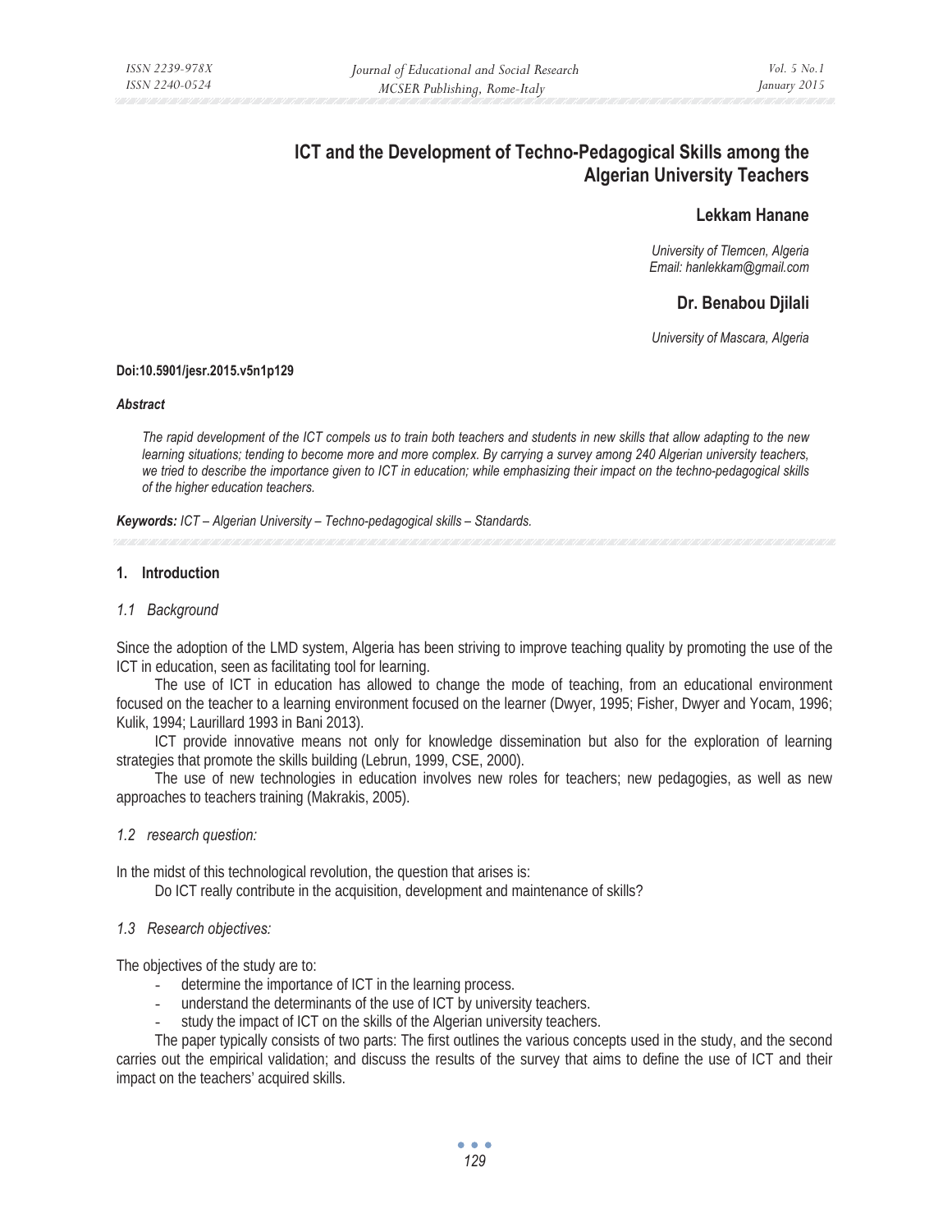# ICT and the Development of Techno-Pedagogical Skills among the Algerian University Teachers

**Lekkam Hanane**

*University of Tlemcen, Algeria*
*Email: hanlekkam@gmail.com*

**Dr. Benabou Djilali**

*University of Mascara, Algeria*

**Doi:10.5901/jesr.2015.v5n1p129**

***Abstract***

*The rapid development of the ICT compels us to train both teachers and students in new skills that allow adapting to the new learning situations; tending to become more and more complex. By carrying a survey among 240 Algerian university teachers, we tried to describe the importance given to ICT in education; while emphasizing their impact on the techno-pedagogical skills of the higher education teachers.*

***Keywords:*** *ICT – Algerian University – Techno-pedagogical skills – Standards.*

## 1. Introduction

### *1.1 Background*

Since the adoption of the LMD system, Algeria has been striving to improve teaching quality by promoting the use of the ICT in education, seen as facilitating tool for learning.

The use of ICT in education has allowed to change the mode of teaching, from an educational environment focused on the teacher to a learning environment focused on the learner (Dwyer, 1995; Fisher, Dwyer and Yocam, 1996; Kulik, 1994; Laurillard 1993 in Bani 2013).

ICT provide innovative means not only for knowledge dissemination but also for the exploration of learning strategies that promote the skills building (Lebrun, 1999, CSE, 2000).

The use of new technologies in education involves new roles for teachers; new pedagogies, as well as new approaches to teachers training (Makrakis, 2005).

### *1.2 research question:*

In the midst of this technological revolution, the question that arises is:

Do ICT really contribute in the acquisition, development and maintenance of skills?

### *1.3 Research objectives:*

The objectives of the study are to:

- determine the importance of ICT in the learning process.
- understand the determinants of the use of ICT by university teachers.
- study the impact of ICT on the skills of the Algerian university teachers.

The paper typically consists of two parts: The first outlines the various concepts used in the study, and the second carries out the empirical validation; and discuss the results of the survey that aims to define the use of ICT and their impact on the teachers' acquired skills.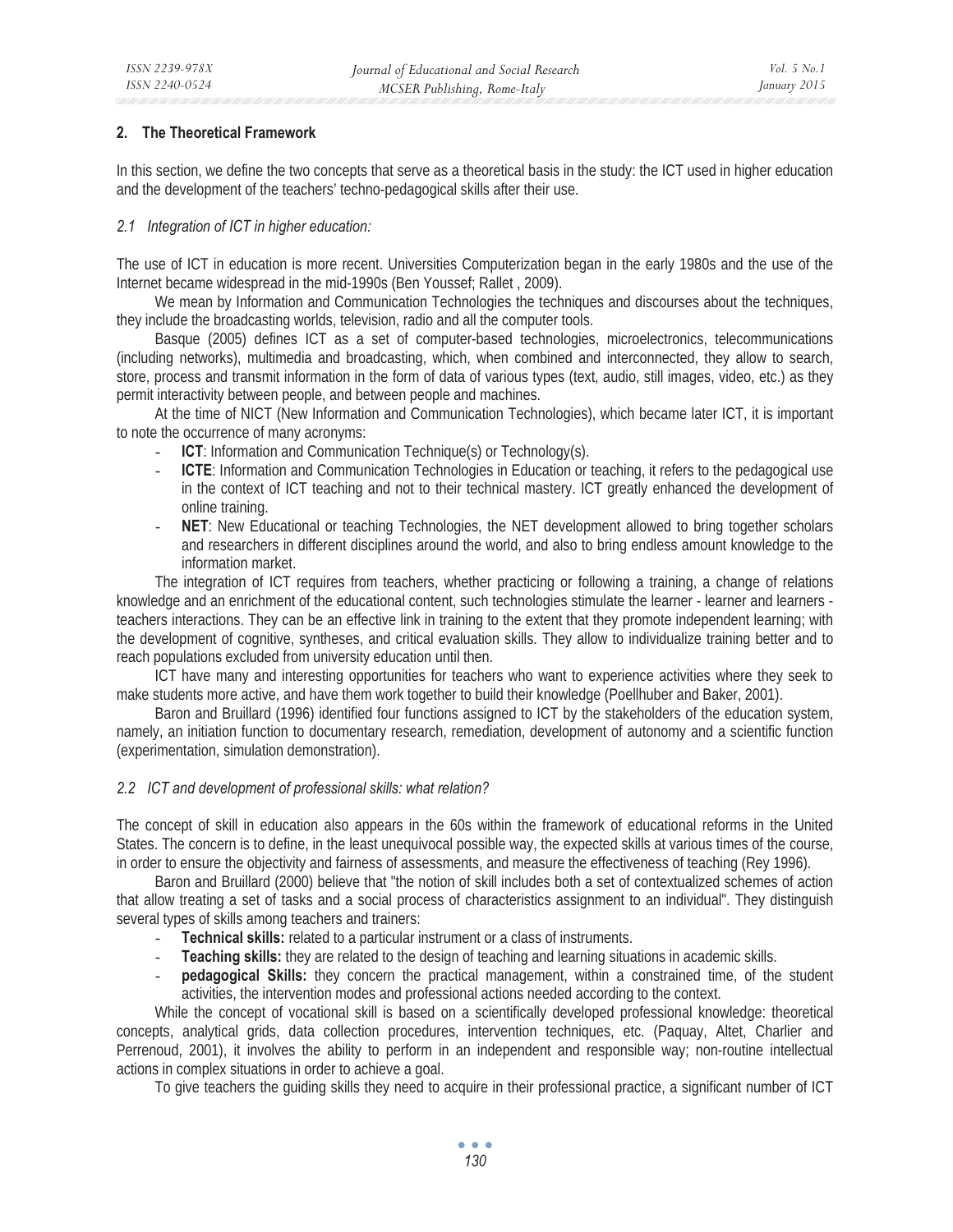## 2. The Theoretical Framework

In this section, we define the two concepts that serve as a theoretical basis in the study: the ICT used in higher education and the development of the teachers' techno-pedagogical skills after their use.

### *2.1 Integration of ICT in higher education:*

The use of ICT in education is more recent. Universities Computerization began in the early 1980s and the use of the Internet became widespread in the mid-1990s (Ben Youssef; Rallet , 2009).

We mean by Information and Communication Technologies the techniques and discourses about the techniques, they include the broadcasting worlds, television, radio and all the computer tools.

Basque (2005) defines ICT as a set of computer-based technologies, microelectronics, telecommunications (including networks), multimedia and broadcasting, which, when combined and interconnected, they allow to search, store, process and transmit information in the form of data of various types (text, audio, still images, video, etc.) as they permit interactivity between people, and between people and machines.

At the time of NICT (New Information and Communication Technologies), which became later ICT, it is important to note the occurrence of many acronyms:

- **ICT**: Information and Communication Technique(s) or Technology(s).
- **ICTE**: Information and Communication Technologies in Education or teaching, it refers to the pedagogical use in the context of ICT teaching and not to their technical mastery. ICT greatly enhanced the development of online training.
- **NET**: New Educational or teaching Technologies, the NET development allowed to bring together scholars and researchers in different disciplines around the world, and also to bring endless amount knowledge to the information market.

The integration of ICT requires from teachers, whether practicing or following a training, a change of relations knowledge and an enrichment of the educational content, such technologies stimulate the learner - learner and learners - teachers interactions. They can be an effective link in training to the extent that they promote independent learning; with the development of cognitive, syntheses, and critical evaluation skills. They allow to individualize training better and to reach populations excluded from university education until then.

ICT have many and interesting opportunities for teachers who want to experience activities where they seek to make students more active, and have them work together to build their knowledge (Poellhuber and Baker, 2001).

Baron and Bruillard (1996) identified four functions assigned to ICT by the stakeholders of the education system, namely, an initiation function to documentary research, remediation, development of autonomy and a scientific function (experimentation, simulation demonstration).

### *2.2 ICT and development of professional skills: what relation?*

The concept of skill in education also appears in the 60s within the framework of educational reforms in the United States. The concern is to define, in the least unequivocal possible way, the expected skills at various times of the course, in order to ensure the objectivity and fairness of assessments, and measure the effectiveness of teaching (Rey 1996).

Baron and Bruillard (2000) believe that "the notion of skill includes both a set of contextualized schemes of action that allow treating a set of tasks and a social process of characteristics assignment to an individual". They distinguish several types of skills among teachers and trainers:

- **Technical skills:** related to a particular instrument or a class of instruments.
- **Teaching skills:** they are related to the design of teaching and learning situations in academic skills.
- **pedagogical Skills:** they concern the practical management, within a constrained time, of the student activities, the intervention modes and professional actions needed according to the context.

While the concept of vocational skill is based on a scientifically developed professional knowledge: theoretical concepts, analytical grids, data collection procedures, intervention techniques, etc. (Paquay, Altet, Charlier and Perrenoud, 2001), it involves the ability to perform in an independent and responsible way; non-routine intellectual actions in complex situations in order to achieve a goal.

To give teachers the guiding skills they need to acquire in their professional practice, a significant number of ICT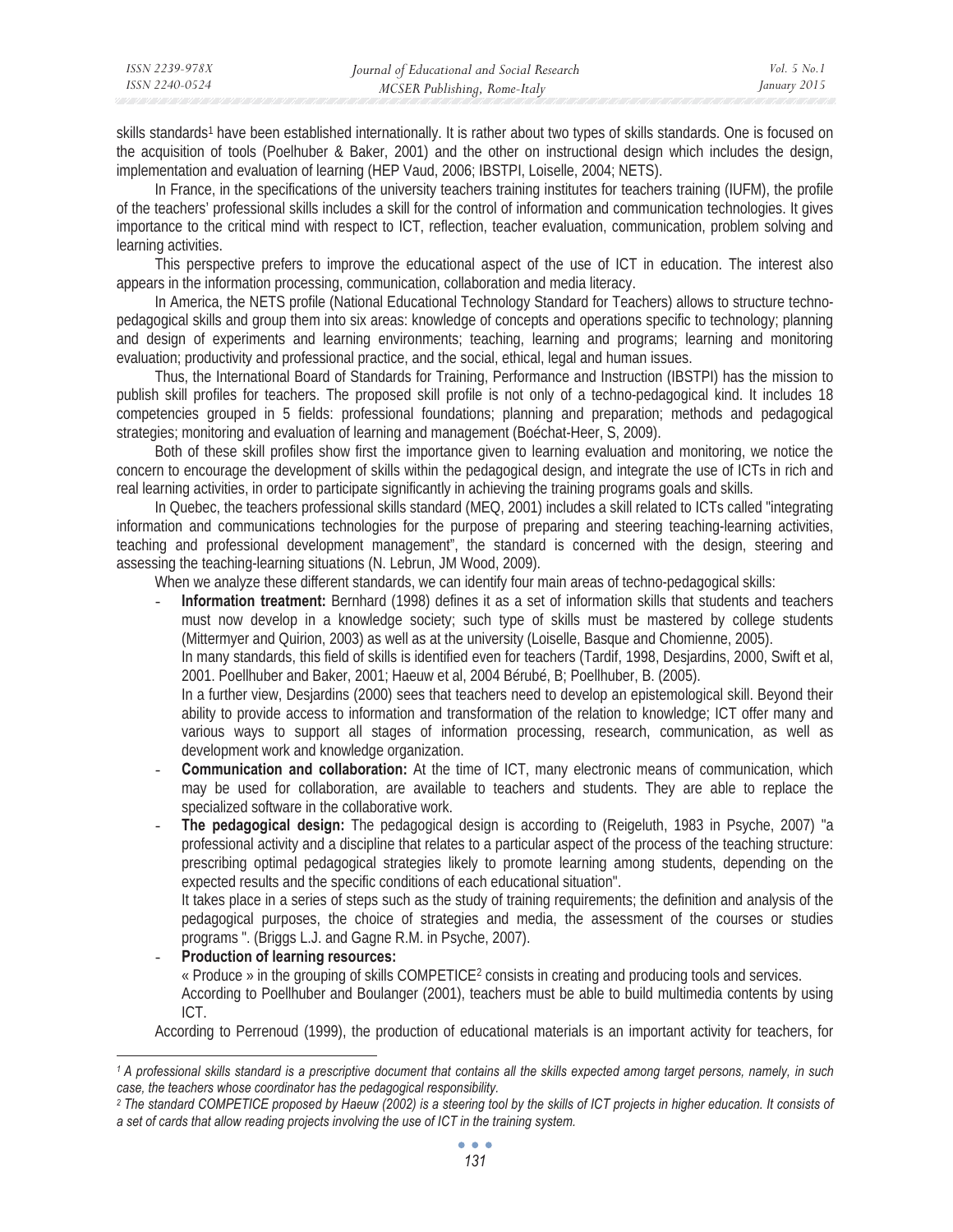skills standards[1] have been established internationally. It is rather about two types of skills standards. One is focused on the acquisition of tools (Poelhuber & Baker, 2001) and the other on instructional design which includes the design, implementation and evaluation of learning (HEP Vaud, 2006; IBSTPI, Loiselle, 2004; NETS).

In France, in the specifications of the university teachers training institutes for teachers training (IUFM), the profile of the teachers' professional skills includes a skill for the control of information and communication technologies. It gives importance to the critical mind with respect to ICT, reflection, teacher evaluation, communication, problem solving and learning activities.

This perspective prefers to improve the educational aspect of the use of ICT in education. The interest also appears in the information processing, communication, collaboration and media literacy.

In America, the NETS profile (National Educational Technology Standard for Teachers) allows to structure techno-pedagogical skills and group them into six areas: knowledge of concepts and operations specific to technology; planning and design of experiments and learning environments; teaching, learning and programs; learning and monitoring evaluation; productivity and professional practice, and the social, ethical, legal and human issues.

Thus, the International Board of Standards for Training, Performance and Instruction (IBSTPI) has the mission to publish skill profiles for teachers. The proposed skill profile is not only of a techno-pedagogical kind. It includes 18 competencies grouped in 5 fields: professional foundations; planning and preparation; methods and pedagogical strategies; monitoring and evaluation of learning and management (Boéchat-Heer, S, 2009).

Both of these skill profiles show first the importance given to learning evaluation and monitoring, we notice the concern to encourage the development of skills within the pedagogical design, and integrate the use of ICTs in rich and real learning activities, in order to participate significantly in achieving the training programs goals and skills.

In Quebec, the teachers professional skills standard (MEQ, 2001) includes a skill related to ICTs called "integrating information and communications technologies for the purpose of preparing and steering teaching-learning activities, teaching and professional development management", the standard is concerned with the design, steering and assessing the teaching-learning situations (N. Lebrun, JM Wood, 2009).

When we analyze these different standards, we can identify four main areas of techno-pedagogical skills:

- **Information treatment:** Bernhard (1998) defines it as a set of information skills that students and teachers must now develop in a knowledge society; such type of skills must be mastered by college students (Mittermyer and Quirion, 2003) as well as at the university (Loiselle, Basque and Chomienne, 2005).

  In many standards, this field of skills is identified even for teachers (Tardif, 1998, Desjardins, 2000, Swift et al, 2001. Poellhuber and Baker, 2001; Haeuw et al, 2004 Bérubé, B; Poellhuber, B. (2005).

  In a further view, Desjardins (2000) sees that teachers need to develop an epistemological skill. Beyond their ability to provide access to information and transformation of the relation to knowledge; ICT offer many and various ways to support all stages of information processing, research, communication, as well as development work and knowledge organization.
- **Communication and collaboration:** At the time of ICT, many electronic means of communication, which may be used for collaboration, are available to teachers and students. They are able to replace the specialized software in the collaborative work.
- **The pedagogical design:** The pedagogical design is according to (Reigeluth, 1983 in Psyche, 2007) "a professional activity and a discipline that relates to a particular aspect of the process of the teaching structure: prescribing optimal pedagogical strategies likely to promote learning among students, depending on the expected results and the specific conditions of each educational situation".

  It takes place in a series of steps such as the study of training requirements; the definition and analysis of the pedagogical purposes, the choice of strategies and media, the assessment of the courses or studies programs ". (Briggs L.J. and Gagne R.M. in Psyche, 2007).
- **Production of learning resources:**

  « Produce » in the grouping of skills COMPETICE[2] consists in creating and producing tools and services.

  According to Poellhuber and Boulanger (2001), teachers must be able to build multimedia contents by using ICT.

According to Perrenoud (1999), the production of educational materials is an important activity for teachers, for

---

*[1] A professional skills standard is a prescriptive document that contains all the skills expected among target persons, namely, in such case, the teachers whose coordinator has the pedagogical responsibility.*

*[2] The standard COMPETICE proposed by Haeuw (2002) is a steering tool by the skills of ICT projects in higher education. It consists of a set of cards that allow reading projects involving the use of ICT in the training system.*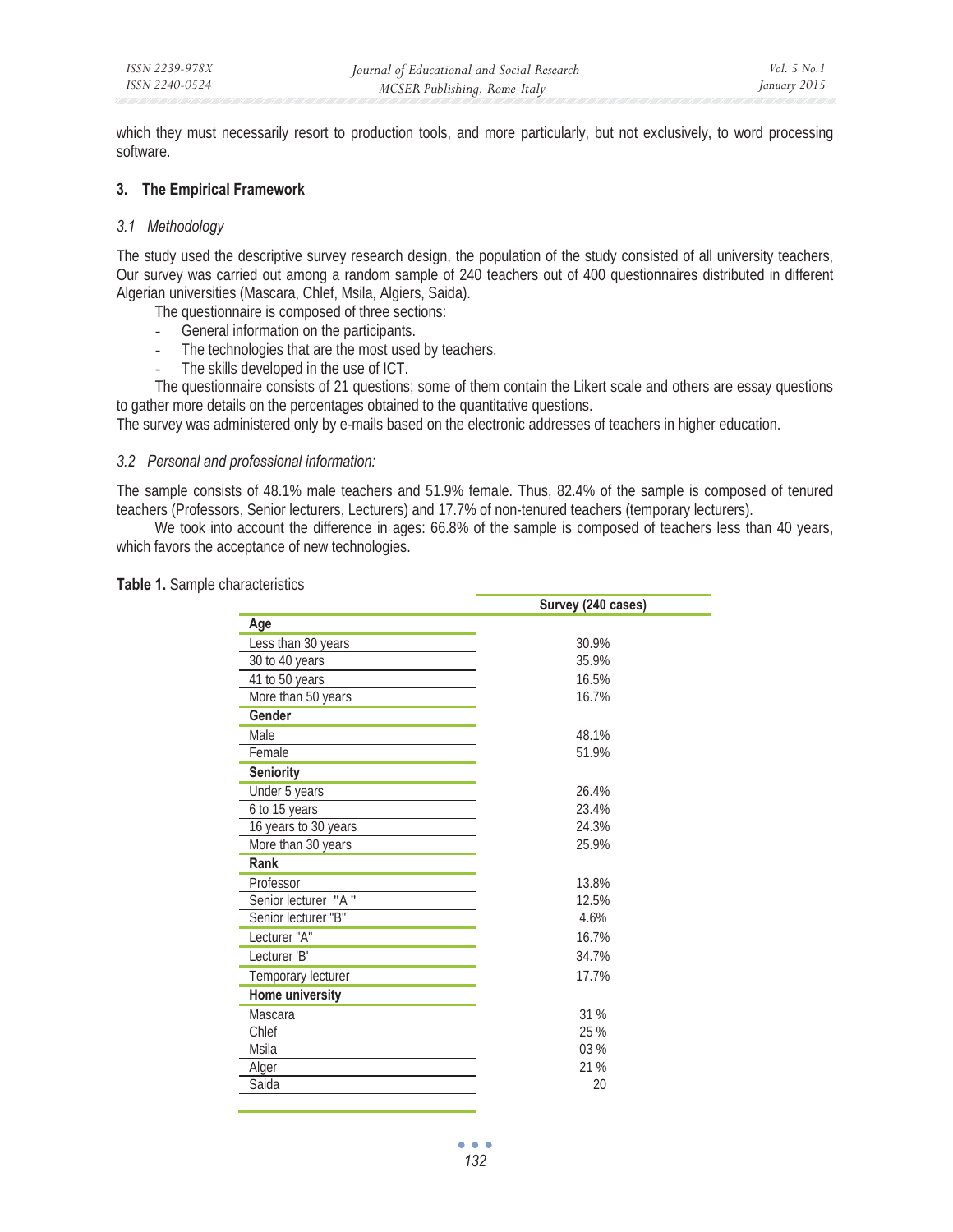which they must necessarily resort to production tools, and more particularly, but not exclusively, to word processing software.

### 3. The Empirical Framework

#### *3.1 Methodology*

The study used the descriptive survey research design, the population of the study consisted of all university teachers, Our survey was carried out among a random sample of 240 teachers out of 400 questionnaires distributed in different Algerian universities (Mascara, Chlef, Msila, Algiers, Saida).

The questionnaire is composed of three sections:

- General information on the participants.
- The technologies that are the most used by teachers.
- The skills developed in the use of ICT.

The questionnaire consists of 21 questions; some of them contain the Likert scale and others are essay questions to gather more details on the percentages obtained to the quantitative questions.

The survey was administered only by e-mails based on the electronic addresses of teachers in higher education.

#### *3.2 Personal and professional information:*

The sample consists of 48.1% male teachers and 51.9% female. Thus, 82.4% of the sample is composed of tenured teachers (Professors, Senior lecturers, Lecturers) and 17.7% of non-tenured teachers (temporary lecturers).

We took into account the difference in ages: 66.8% of the sample is composed of teachers less than 40 years, which favors the acceptance of new technologies.

**Table 1.** Sample characteristics

| | Survey (240 cases) |
|---|---|
| **Age** | |
| Less than 30 years | 30.9% |
| 30 to 40 years | 35.9% |
| 41 to 50 years | 16.5% |
| More than 50 years | 16.7% |
| **Gender** | |
| Male | 48.1% |
| Female | 51.9% |
| **Seniority** | |
| Under 5 years | 26.4% |
| 6 to 15 years | 23.4% |
| 16 years to 30 years | 24.3% |
| More than 30 years | 25.9% |
| **Rank** | |
| Professor | 13.8% |
| Senior lecturer "A " | 12.5% |
| Senior lecturer "B" | 4.6% |
| Lecturer "A" | 16.7% |
| Lecturer 'B' | 34.7% |
| Temporary lecturer | 17.7% |
| **Home university** | |
| Mascara | 31 % |
| Chlef | 25 % |
| Msila | 03 % |
| Alger | 21 % |
| Saida | 20 |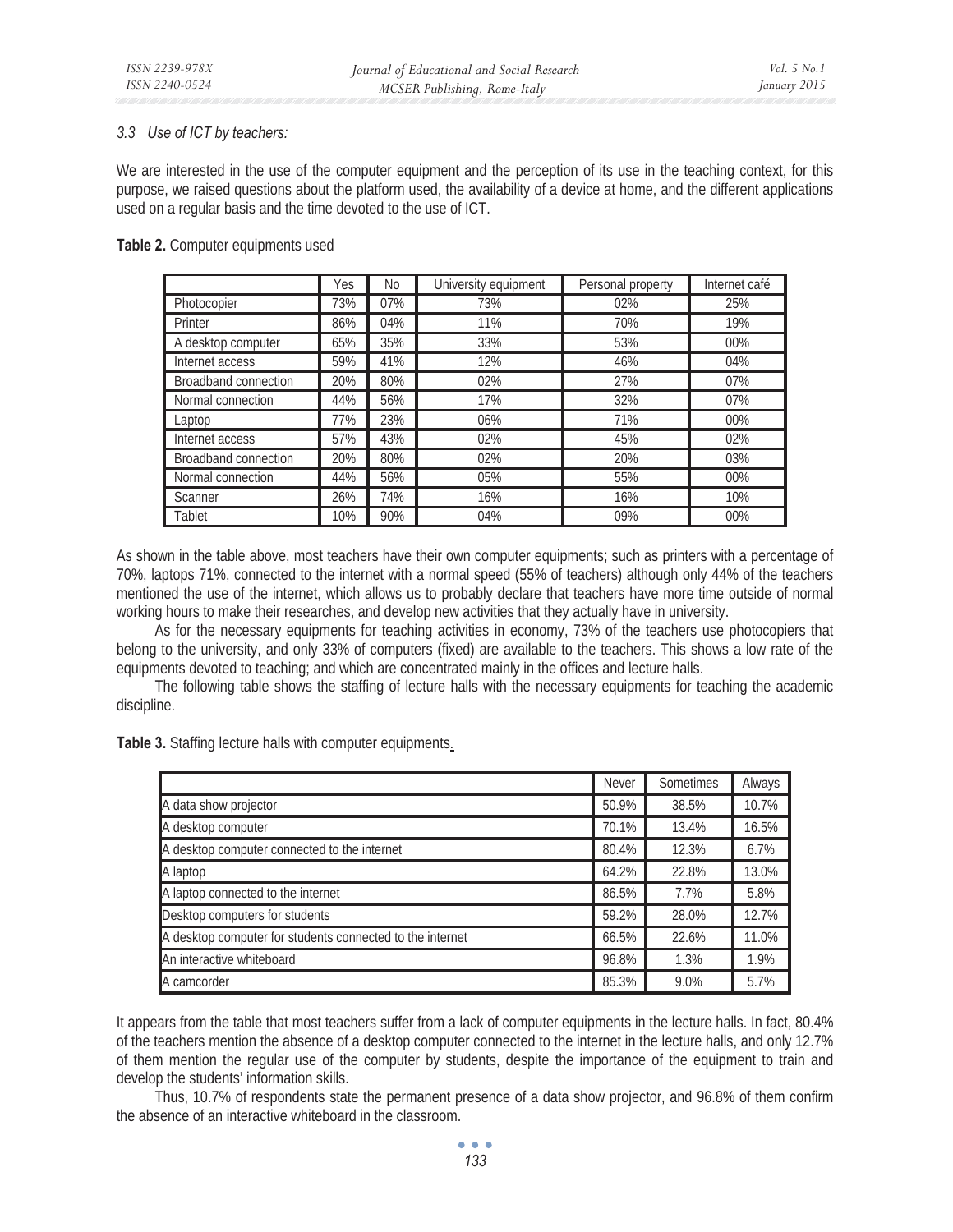### 3.3 Use of ICT by teachers:

We are interested in the use of the computer equipment and the perception of its use in the teaching context, for this purpose, we raised questions about the platform used, the availability of a device at home, and the different applications used on a regular basis and the time devoted to the use of ICT.

**Table 2.** Computer equipments used

| | Yes | No | University equipment | Personal property | Internet café |
|---|---|---|---|---|---|
| Photocopier | 73% | 07% | 73% | 02% | 25% |
| Printer | 86% | 04% | 11% | 70% | 19% |
| A desktop computer | 65% | 35% | 33% | 53% | 00% |
| Internet access | 59% | 41% | 12% | 46% | 04% |
| Broadband connection | 20% | 80% | 02% | 27% | 07% |
| Normal connection | 44% | 56% | 17% | 32% | 07% |
| Laptop | 77% | 23% | 06% | 71% | 00% |
| Internet access | 57% | 43% | 02% | 45% | 02% |
| Broadband connection | 20% | 80% | 02% | 20% | 03% |
| Normal connection | 44% | 56% | 05% | 55% | 00% |
| Scanner | 26% | 74% | 16% | 16% | 10% |
| Tablet | 10% | 90% | 04% | 09% | 00% |

As shown in the table above, most teachers have their own computer equipments; such as printers with a percentage of 70%, laptops 71%, connected to the internet with a normal speed (55% of teachers) although only 44% of the teachers mentioned the use of the internet, which allows us to probably declare that teachers have more time outside of normal working hours to make their researches, and develop new activities that they actually have in university.

As for the necessary equipments for teaching activities in economy, 73% of the teachers use photocopiers that belong to the university, and only 33% of computers (fixed) are available to the teachers. This shows a low rate of the equipments devoted to teaching; and which are concentrated mainly in the offices and lecture halls.

The following table shows the staffing of lecture halls with the necessary equipments for teaching the academic discipline.

**Table 3.** Staffing lecture halls with computer equipments.

| | Never | Sometimes | Always |
|---|---|---|---|
| A data show projector | 50.9% | 38.5% | 10.7% |
| A desktop computer | 70.1% | 13.4% | 16.5% |
| A desktop computer connected to the internet | 80.4% | 12.3% | 6.7% |
| A laptop | 64.2% | 22.8% | 13.0% |
| A laptop connected to the internet | 86.5% | 7.7% | 5.8% |
| Desktop computers for students | 59.2% | 28.0% | 12.7% |
| A desktop computer for students connected to the internet | 66.5% | 22.6% | 11.0% |
| An interactive whiteboard | 96.8% | 1.3% | 1.9% |
| A camcorder | 85.3% | 9.0% | 5.7% |

It appears from the table that most teachers suffer from a lack of computer equipments in the lecture halls. In fact, 80.4% of the teachers mention the absence of a desktop computer connected to the internet in the lecture halls, and only 12.7% of them mention the regular use of the computer by students, despite the importance of the equipment to train and develop the students' information skills.

Thus, 10.7% of respondents state the permanent presence of a data show projector, and 96.8% of them confirm the absence of an interactive whiteboard in the classroom.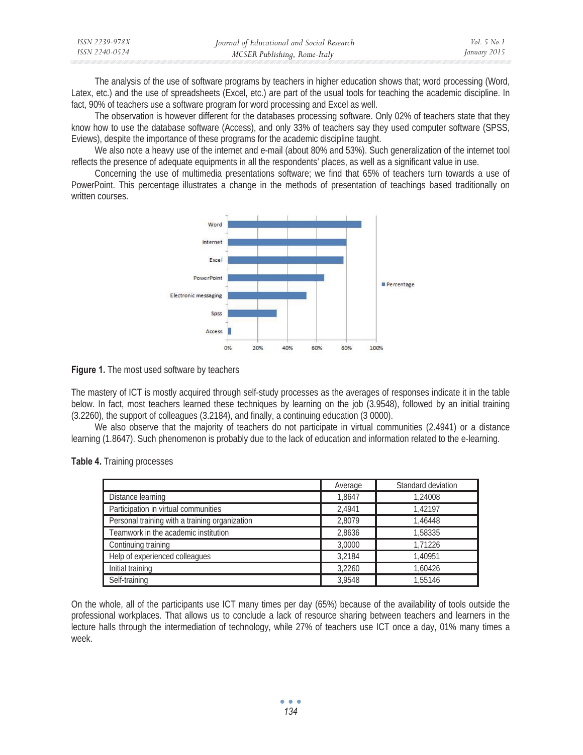The analysis of the use of software programs by teachers in higher education shows that; word processing (Word, Latex, etc.) and the use of spreadsheets (Excel, etc.) are part of the usual tools for teaching the academic discipline. In fact, 90% of teachers use a software program for word processing and Excel as well.

The observation is however different for the databases processing software. Only 02% of teachers state that they know how to use the database software (Access), and only 33% of teachers say they used computer software (SPSS, Eviews), despite the importance of these programs for the academic discipline taught.

We also note a heavy use of the internet and e-mail (about 80% and 53%). Such generalization of the internet tool reflects the presence of adequate equipments in all the respondents' places, as well as a significant value in use.

Concerning the use of multimedia presentations software; we find that 65% of teachers turn towards a use of PowerPoint. This percentage illustrates a change in the methods of presentation of teachings based traditionally on written courses.

**Figure 1.** The most used software by teachers

The mastery of ICT is mostly acquired through self-study processes as the averages of responses indicate it in the table below. In fact, most teachers learned these techniques by learning on the job (3.9548), followed by an initial training (3.2260), the support of colleagues (3.2184), and finally, a continuing education (3 0000).

We also observe that the majority of teachers do not participate in virtual communities (2.4941) or a distance learning (1.8647). Such phenomenon is probably due to the lack of education and information related to the e-learning.

**Table 4.** Training processes

| | Average | Standard deviation |
|---|---|---|
| Distance learning | 1,8647 | 1,24008 |
| Participation in virtual communities | 2,4941 | 1,42197 |
| Personal training with a training organization | 2,8079 | 1,46448 |
| Teamwork in the academic institution | 2,8636 | 1,58335 |
| Continuing training | 3,0000 | 1,71226 |
| Help of experienced colleagues | 3,2184 | 1,40951 |
| Initial training | 3,2260 | 1,60426 |
| Self-training | 3,9548 | 1,55146 |

On the whole, all of the participants use ICT many times per day (65%) because of the availability of tools outside the professional workplaces. That allows us to conclude a lack of resource sharing between teachers and learners in the lecture halls through the intermediation of technology, while 27% of teachers use ICT once a day, 01% many times a week.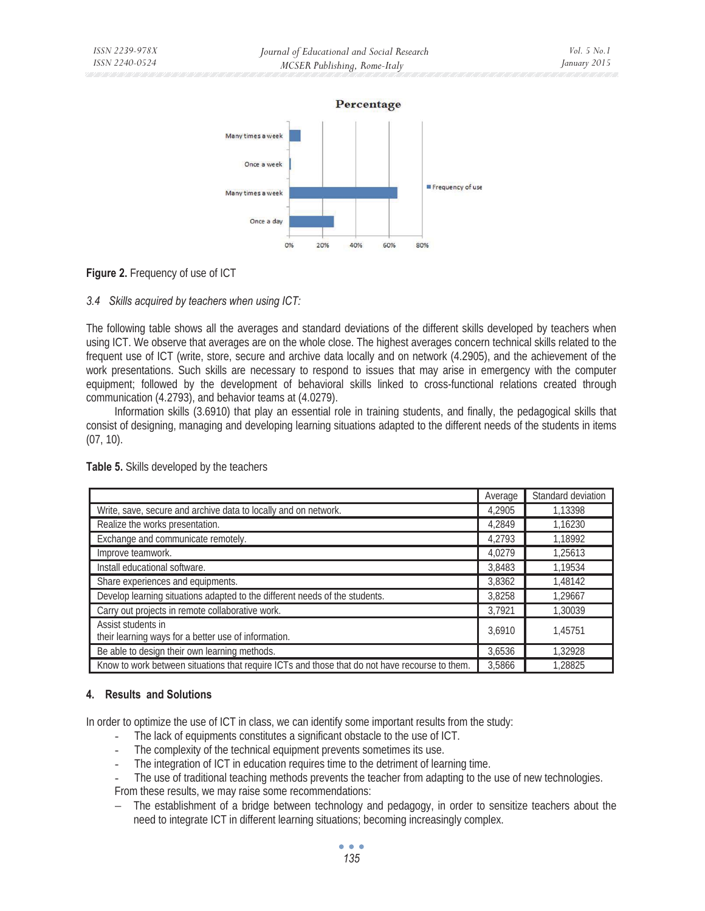**Figure 2.** Frequency of use of ICT

*3.4 Skills acquired by teachers when using ICT:*

The following table shows all the averages and standard deviations of the different skills developed by teachers when using ICT. We observe that averages are on the whole close. The highest averages concern technical skills related to the frequent use of ICT (write, store, secure and archive data locally and on network (4.2905), and the achievement of the work presentations. Such skills are necessary to respond to issues that may arise in emergency with the computer equipment; followed by the development of behavioral skills linked to cross-functional relations created through communication (4.2793), and behavior teams at (4.0279).

Information skills (3.6910) that play an essential role in training students, and finally, the pedagogical skills that consist of designing, managing and developing learning situations adapted to the different needs of the students in items (07, 10).

**Table 5.** Skills developed by the teachers

| | Average | Standard deviation |
|---|---|---|
| Write, save, secure and archive data to locally and on network. | 4,2905 | 1,13398 |
| Realize the works presentation. | 4,2849 | 1,16230 |
| Exchange and communicate remotely. | 4,2793 | 1,18992 |
| Improve teamwork. | 4,0279 | 1,25613 |
| Install educational software. | 3,8483 | 1,19534 |
| Share experiences and equipments. | 3,8362 | 1,48142 |
| Develop learning situations adapted to the different needs of the students. | 3,8258 | 1,29667 |
| Carry out projects in remote collaborative work. | 3,7921 | 1,30039 |
| Assist students in their learning ways for a better use of information. | 3,6910 | 1,45751 |
| Be able to design their own learning methods. | 3,6536 | 1,32928 |
| Know to work between situations that require ICTs and those that do not have recourse to them. | 3,5866 | 1,28825 |

## 4. Results and Solutions

In order to optimize the use of ICT in class, we can identify some important results from the study:

- The lack of equipments constitutes a significant obstacle to the use of ICT.
- The complexity of the technical equipment prevents sometimes its use.
- The integration of ICT in education requires time to the detriment of learning time.
- The use of traditional teaching methods prevents the teacher from adapting to the use of new technologies.

From these results, we may raise some recommendations:

- The establishment of a bridge between technology and pedagogy, in order to sensitize teachers about the need to integrate ICT in different learning situations; becoming increasingly complex.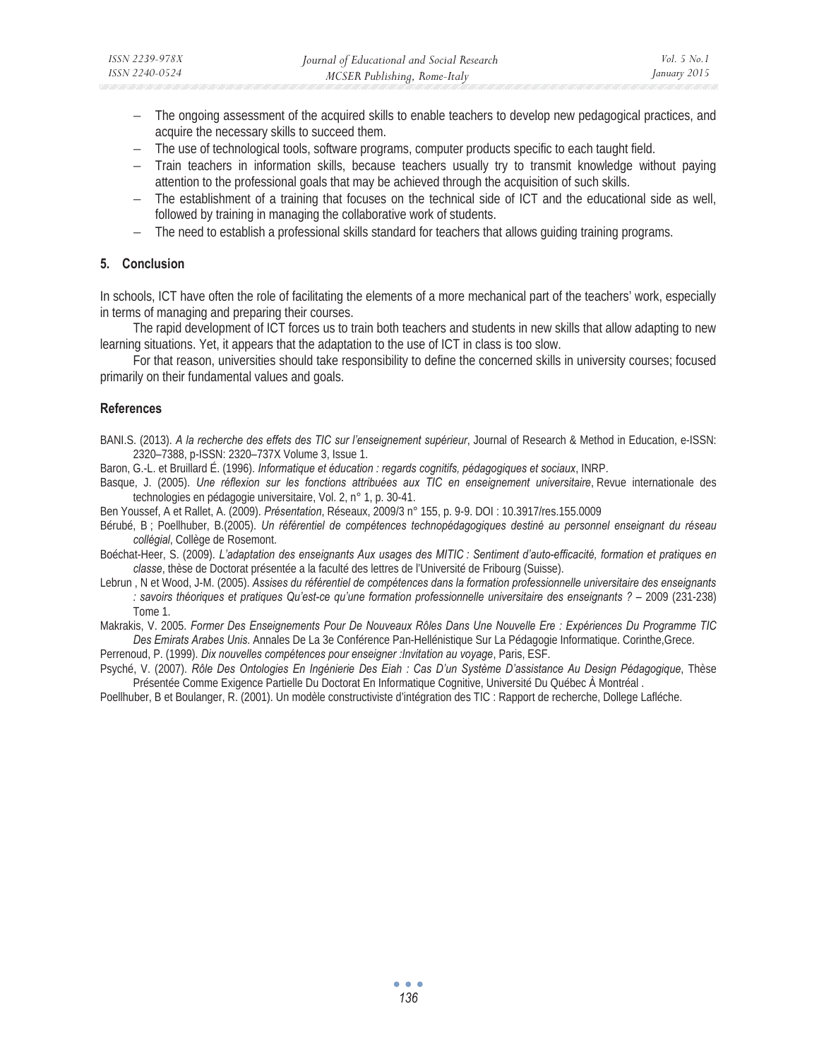- The ongoing assessment of the acquired skills to enable teachers to develop new pedagogical practices, and acquire the necessary skills to succeed them.
- The use of technological tools, software programs, computer products specific to each taught field.
- Train teachers in information skills, because teachers usually try to transmit knowledge without paying attention to the professional goals that may be achieved through the acquisition of such skills.
- The establishment of a training that focuses on the technical side of ICT and the educational side as well, followed by training in managing the collaborative work of students.
- The need to establish a professional skills standard for teachers that allows guiding training programs.

## 5. Conclusion

In schools, ICT have often the role of facilitating the elements of a more mechanical part of the teachers' work, especially in terms of managing and preparing their courses.

The rapid development of ICT forces us to train both teachers and students in new skills that allow adapting to new learning situations. Yet, it appears that the adaptation to the use of ICT in class is too slow.

For that reason, universities should take responsibility to define the concerned skills in university courses; focused primarily on their fundamental values and goals.

## References

BANI.S. (2013). *A la recherche des effets des TIC sur l'enseignement supérieur*, Journal of Research & Method in Education, e-ISSN: 2320–7388, p-ISSN: 2320–737X Volume 3, Issue 1.

Baron, G.-L. et Bruillard É. (1996). *Informatique et éducation : regards cognitifs, pédagogiques et sociaux*, INRP.

Basque, J. (2005). *Une réflexion sur les fonctions attribuées aux TIC en enseignement universitaire*, Revue internationale des technologies en pédagogie universitaire, Vol. 2, n° 1, p. 30-41.

Ben Youssef, A et Rallet, A. (2009). *Présentation*, Réseaux, 2009/3 n° 155, p. 9-9. DOI : 10.3917/res.155.0009

Bérubé, B ; Poellhuber, B.(2005). *Un référentiel de compétences technopédagogiques destiné au personnel enseignant du réseau collégial*, Collège de Rosemont.

Boéchat-Heer, S. (2009). *L'adaptation des enseignants Aux usages des MITIC : Sentiment d'auto-efficacité, formation et pratiques en classe*, thèse de Doctorat présentée a la faculté des lettres de l'Université de Fribourg (Suisse).

Lebrun , N et Wood, J-M. (2005). *Assises du référentiel de compétences dans la formation professionnelle universitaire des enseignants : savoirs théoriques et pratiques Qu'est-ce qu'une formation professionnelle universitaire des enseignants ?* – 2009 (231-238) Tome 1.

Makrakis, V. 2005. *Former Des Enseignements Pour De Nouveaux Rôles Dans Une Nouvelle Ere : Expériences Du Programme TIC Des Emirats Arabes Unis*. Annales De La 3e Conférence Pan-Hellénistique Sur La Pédagogie Informatique. Corinthe,Grece.

Perrenoud, P. (1999). *Dix nouvelles compétences pour enseigner :Invitation au voyage*, Paris, ESF.

Psyché, V. (2007). *Rôle Des Ontologies En Ingénierie Des Eiah : Cas D'un Système D'assistance Au Design Pédagogique*, Thèse Présentée Comme Exigence Partielle Du Doctorat En Informatique Cognitive, Université Du Québec À Montréal .

Poellhuber, B et Boulanger, R. (2001). Un modèle constructiviste d'intégration des TIC : Rapport de recherche, Dollege Lafléche.